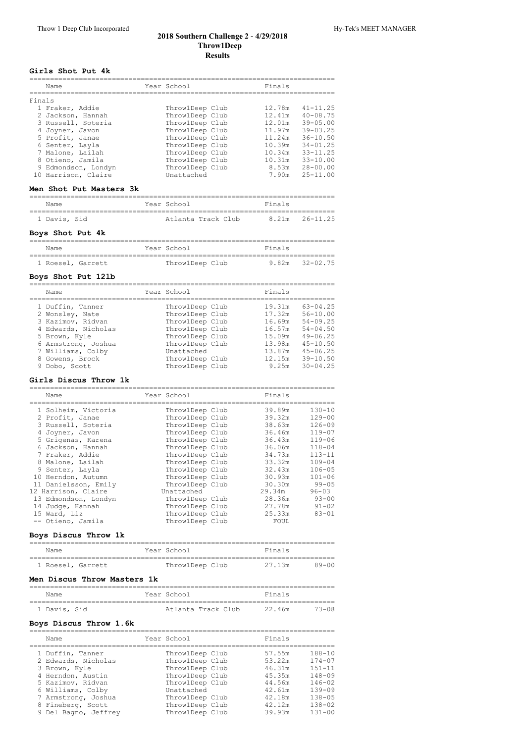# 2018 Southern Challenge 2 - 4/29/2018
## Throw1Deep
## Results

### Girls Shot Put 4k

Finals

| Name | Year School | Finals | |
|---|---|---|---|
| 1 Fraker, Addie | Throw1Deep Club | 12.78m | 41-11.25 |
| 2 Jackson, Hannah | Throw1Deep Club | 12.41m | 40-08.75 |
| 3 Russell, Soteria | Throw1Deep Club | 12.01m | 39-05.00 |
| 4 Joyner, Javon | Throw1Deep Club | 11.97m | 39-03.25 |
| 5 Profit, Janae | Throw1Deep Club | 11.24m | 36-10.50 |
| 6 Senter, Layla | Throw1Deep Club | 10.39m | 34-01.25 |
| 7 Malone, Lailah | Throw1Deep Club | 10.34m | 33-11.25 |
| 8 Otieno, Jamila | Throw1Deep Club | 10.31m | 33-10.00 |
| 9 Edmondson, Londyn | Throw1Deep Club | 8.53m | 28-00.00 |
| 10 Harrison, Claire | Unattached | 7.90m | 25-11.00 |

### Men Shot Put Masters 3k

| Name | Year School | Finals | |
|---|---|---|---|
| 1 Davis, Sid | Atlanta Track Club | 8.21m | 26-11.25 |

### Boys Shot Put 4k

| Name | Year School | Finals | |
|---|---|---|---|
| 1 Roesel, Garrett | Throw1Deep Club | 9.82m | 32-02.75 |

### Boys Shot Put 12lb

| Name | Year School | Finals | |
|---|---|---|---|
| 1 Duffin, Tanner | Throw1Deep Club | 19.31m | 63-04.25 |
| 2 Wonsley, Nate | Throw1Deep Club | 17.32m | 56-10.00 |
| 3 Kazimov, Ridvan | Throw1Deep Club | 16.69m | 54-09.25 |
| 4 Edwards, Nicholas | Throw1Deep Club | 16.57m | 54-04.50 |
| 5 Brown, Kyle | Throw1Deep Club | 15.09m | 49-06.25 |
| 6 Armstrong, Joshua | Throw1Deep Club | 13.98m | 45-10.50 |
| 7 Williams, Colby | Unattached | 13.87m | 45-06.25 |
| 8 Gowens, Brock | Throw1Deep Club | 12.15m | 39-10.50 |
| 9 Dobo, Scott | Throw1Deep Club | 9.25m | 30-04.25 |

### Girls Discus Throw 1k

| Name | Year School | Finals | |
|---|---|---|---|
| 1 Solheim, Victoria | Throw1Deep Club | 39.89m | 130-10 |
| 2 Profit, Janae | Throw1Deep Club | 39.32m | 129-00 |
| 3 Russell, Soteria | Throw1Deep Club | 38.63m | 126-09 |
| 4 Joyner, Javon | Throw1Deep Club | 36.46m | 119-07 |
| 5 Grigenas, Karena | Throw1Deep Club | 36.43m | 119-06 |
| 6 Jackson, Hannah | Throw1Deep Club | 36.06m | 118-04 |
| 7 Fraker, Addie | Throw1Deep Club | 34.73m | 113-11 |
| 8 Malone, Lailah | Throw1Deep Club | 33.32m | 109-04 |
| 9 Senter, Layla | Throw1Deep Club | 32.43m | 106-05 |
| 10 Herndon, Autumn | Throw1Deep Club | 30.93m | 101-06 |
| 11 Danielsson, Emily | Throw1Deep Club | 30.30m | 99-05 |
| 12 Harrison, Claire | Unattached | 29.34m | 96-03 |
| 13 Edmondson, Londyn | Throw1Deep Club | 28.36m | 93-00 |
| 14 Judge, Hannah | Throw1Deep Club | 27.78m | 91-02 |
| 15 Ward, Liz | Throw1Deep Club | 25.33m | 83-01 |
| -- Otieno, Jamila | Throw1Deep Club | FOUL | |

### Boys Discus Throw 1k

| Name | Year School | Finals | |
|---|---|---|---|
| 1 Roesel, Garrett | Throw1Deep Club | 27.13m | 89-00 |

### Men Discus Throw Masters 1k

| Name | Year School | Finals | |
|---|---|---|---|
| 1 Davis, Sid | Atlanta Track Club | 22.46m | 73-08 |

### Boys Discus Throw 1.6k

| Name | Year School | Finals | |
|---|---|---|---|
| 1 Duffin, Tanner | Throw1Deep Club | 57.55m | 188-10 |
| 2 Edwards, Nicholas | Throw1Deep Club | 53.22m | 174-07 |
| 3 Brown, Kyle | Throw1Deep Club | 46.31m | 151-11 |
| 4 Herndon, Austin | Throw1Deep Club | 45.35m | 148-09 |
| 5 Kazimov, Ridvan | Throw1Deep Club | 44.56m | 146-02 |
| 6 Williams, Colby | Unattached | 42.61m | 139-09 |
| 7 Armstrong, Joshua | Throw1Deep Club | 42.18m | 138-05 |
| 8 Fineberg, Scott | Throw1Deep Club | 42.12m | 138-02 |
| 9 Del Bagno, Jeffrey | Throw1Deep Club | 39.93m | 131-00 |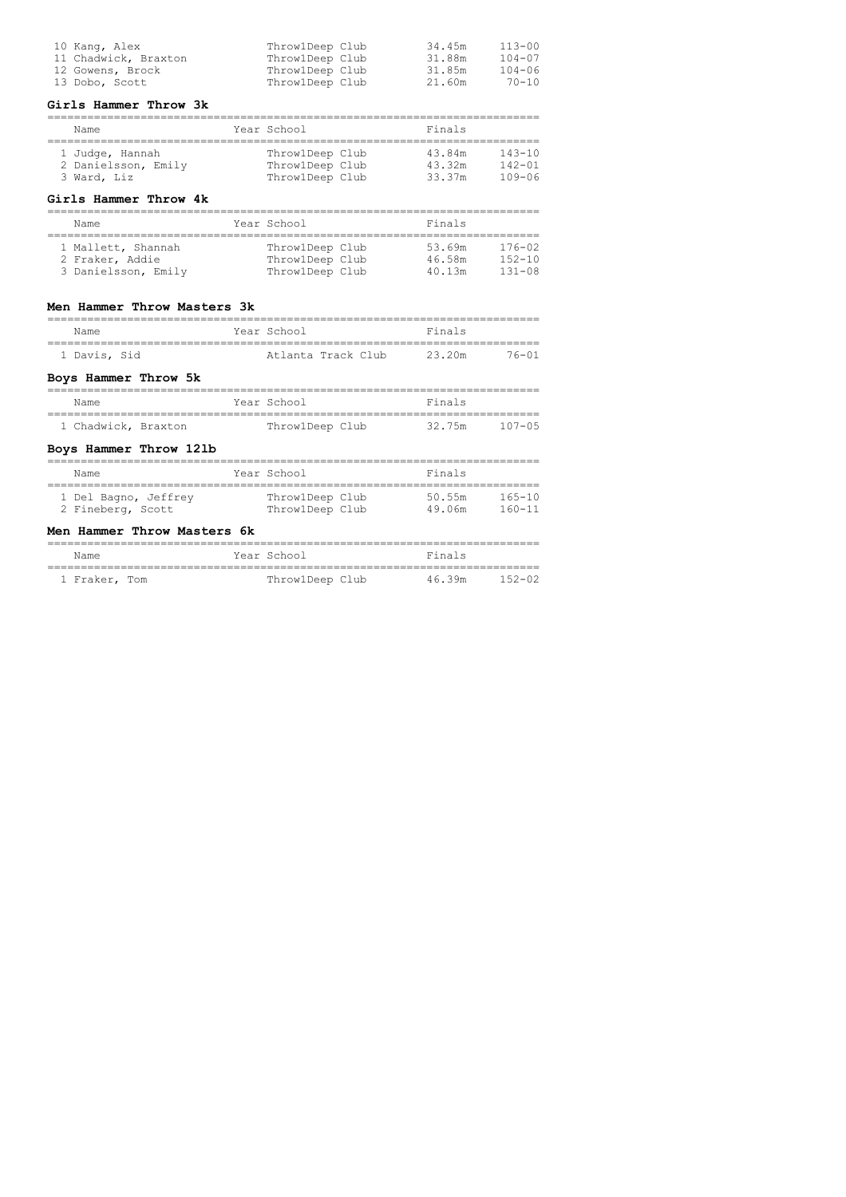| | | | | |
|---|---|---|---|---|
| 10 | Kang, Alex | Throw1Deep Club | 34.45m | 113-00 |
| 11 | Chadwick, Braxton | Throw1Deep Club | 31.88m | 104-07 |
| 12 | Gowens, Brock | Throw1Deep Club | 31.85m | 104-06 |
| 13 | Dobo, Scott | Throw1Deep Club | 21.60m | 70-10 |

**Girls Hammer Throw 3k**

| | Name | Year School | Finals | |
|---|---|---|---|---|
| 1 | Judge, Hannah | Throw1Deep Club | 43.84m | 143-10 |
| 2 | Danielsson, Emily | Throw1Deep Club | 43.32m | 142-01 |
| 3 | Ward, Liz | Throw1Deep Club | 33.37m | 109-06 |

**Girls Hammer Throw 4k**

| | Name | Year School | Finals | |
|---|---|---|---|---|
| 1 | Mallett, Shannah | Throw1Deep Club | 53.69m | 176-02 |
| 2 | Fraker, Addie | Throw1Deep Club | 46.58m | 152-10 |
| 3 | Danielsson, Emily | Throw1Deep Club | 40.13m | 131-08 |

**Men Hammer Throw Masters 3k**

| | Name | Year School | Finals | |
|---|---|---|---|---|
| 1 | Davis, Sid | Atlanta Track Club | 23.20m | 76-01 |

**Boys Hammer Throw 5k**

| | Name | Year School | Finals | |
|---|---|---|---|---|
| 1 | Chadwick, Braxton | Throw1Deep Club | 32.75m | 107-05 |

**Boys Hammer Throw 12lb**

| | Name | Year School | Finals | |
|---|---|---|---|---|
| 1 | Del Bagno, Jeffrey | Throw1Deep Club | 50.55m | 165-10 |
| 2 | Fineberg, Scott | Throw1Deep Club | 49.06m | 160-11 |

**Men Hammer Throw Masters 6k**

| | Name | Year School | Finals | |
|---|---|---|---|---|
| 1 | Fraker, Tom | Throw1Deep Club | 46.39m | 152-02 |